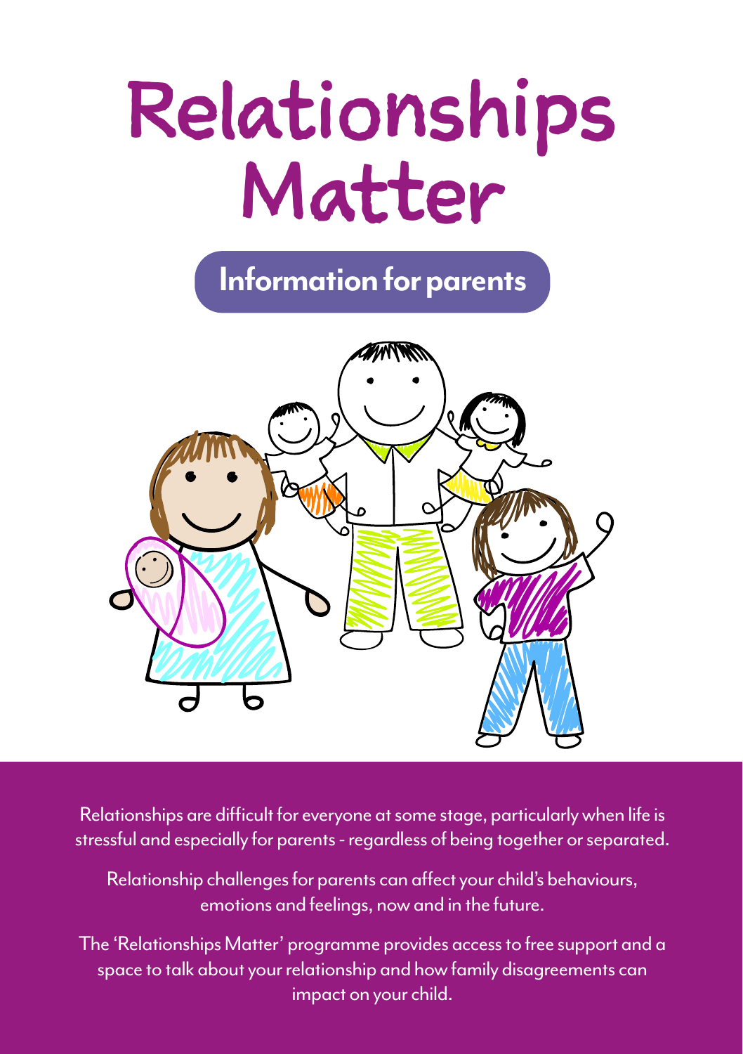# Relationships Matter

## Information for parents

Relationships are difficult for everyone at some stage, particularly when life is stressful and especially for parents - regardless of being together or separated.

Relationship challenges for parents can affect your child's behaviours, emotions and feelings, now and in the future.

The 'Relationships Matter' programme provides access to free support and a space to talk about your relationship and how family disagreements can impact on your child.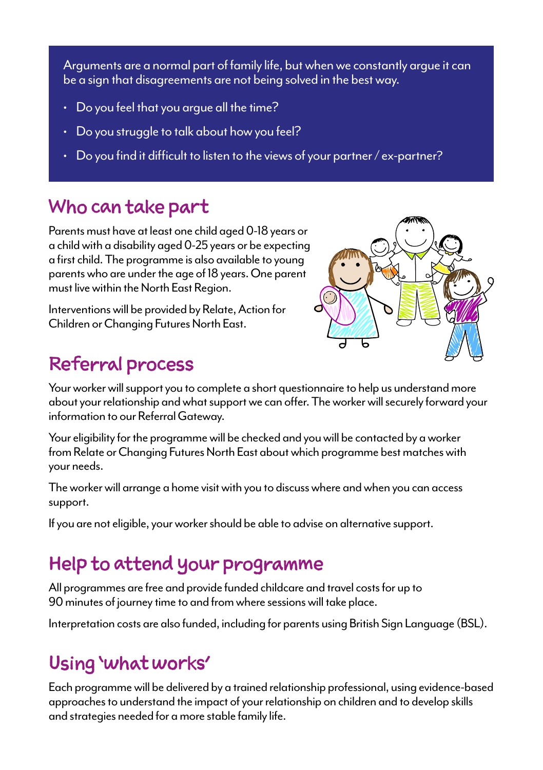Arguments are a normal part of family life, but when we constantly argue it can be a sign that disagreements are not being solved in the best way.

- Do you feel that you argue all the time?
- Do you struggle to talk about how you feel?
- Do you find it difficult to listen to the views of your partner / ex-partner?

## Who can take part

Parents must have at least one child aged 0-18 years or a child with a disability aged 0-25 years or be expecting a first child. The programme is also available to young parents who are under the age of 18 years. One parent must live within the North East Region.

Interventions will be provided by Relate, Action for Children or Changing Futures North East.

## Referral process

Your worker will support you to complete a short questionnaire to help us understand more about your relationship and what support we can offer. The worker will securely forward your information to our Referral Gateway.

Your eligibility for the programme will be checked and you will be contacted by a worker from Relate or Changing Futures North East about which programme best matches with your needs.

The worker will arrange a home visit with you to discuss where and when you can access support.

If you are not eligible, your worker should be able to advise on alternative support.

## Help to attend your programme

All programmes are free and provide funded childcare and travel costs for up to 90 minutes of journey time to and from where sessions will take place.

Interpretation costs are also funded, including for parents using British Sign Language (BSL).

## Using 'what works'

Each programme will be delivered by a trained relationship professional, using evidence-based approaches to understand the impact of your relationship on children and to develop skills and strategies needed for a more stable family life.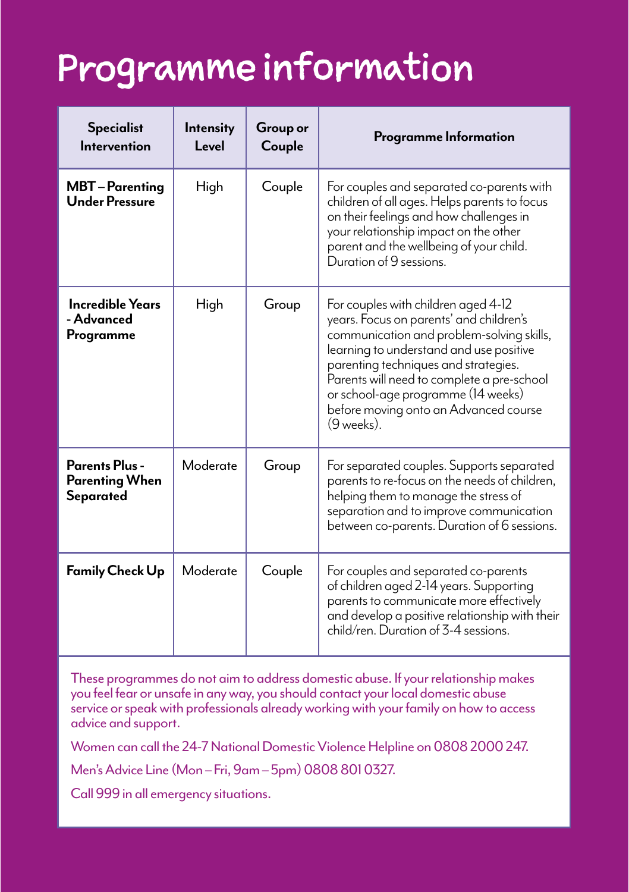# Programme information

| Specialist Intervention | Intensity Level | Group or Couple | Programme Information |
|---|---|---|---|
| **MBT – Parenting Under Pressure** | High | Couple | For couples and separated co-parents with children of all ages. Helps parents to focus on their feelings and how challenges in your relationship impact on the other parent and the wellbeing of your child. Duration of 9 sessions. |
| **Incredible Years - Advanced Programme** | High | Group | For couples with children aged 4-12 years. Focus on parents' and children's communication and problem-solving skills, learning to understand and use positive parenting techniques and strategies. Parents will need to complete a pre-school or school-age programme (14 weeks) before moving onto an Advanced course (9 weeks). |
| **Parents Plus - Parenting When Separated** | Moderate | Group | For separated couples. Supports separated parents to re-focus on the needs of children, helping them to manage the stress of separation and to improve communication between co-parents. Duration of 6 sessions. |
| **Family Check Up** | Moderate | Couple | For couples and separated co-parents of children aged 2-14 years. Supporting parents to communicate more effectively and develop a positive relationship with their child/ren. Duration of 3-4 sessions. |

These programmes do not aim to address domestic abuse. If your relationship makes you feel fear or unsafe in any way, you should contact your local domestic abuse service or speak with professionals already working with your family on how to access advice and support.

Women can call the 24-7 National Domestic Violence Helpline on 0808 2000 247.

Men's Advice Line (Mon – Fri, 9am – 5pm) 0808 801 0327.

Call 999 in all emergency situations.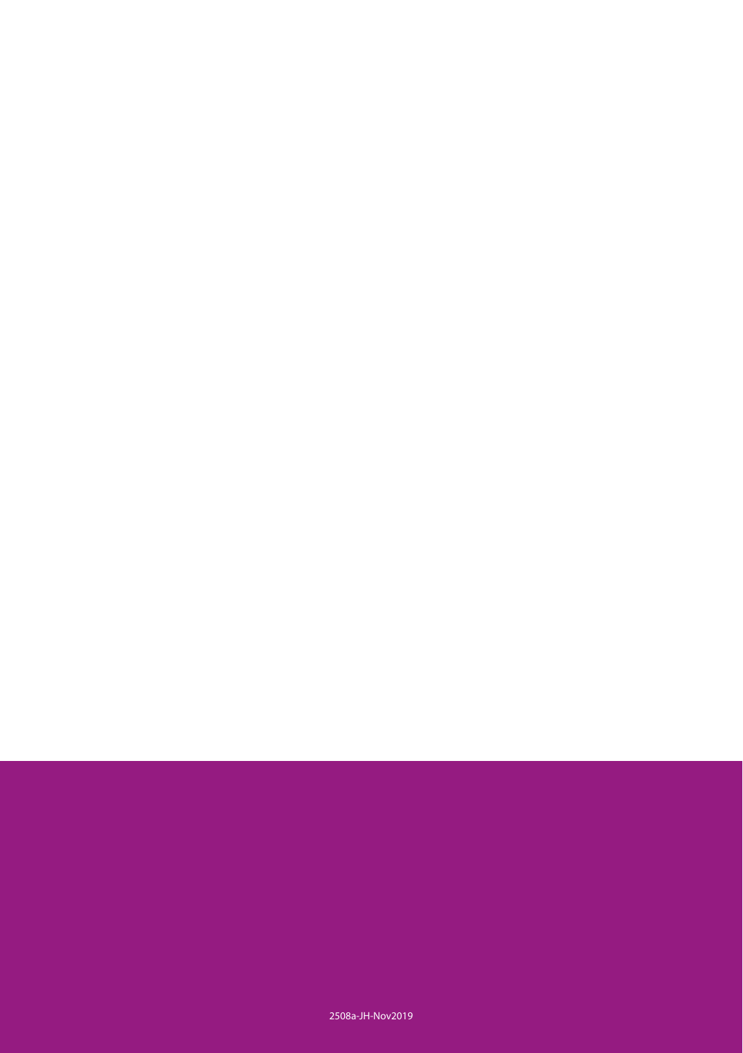2508a-JH-Nov2019